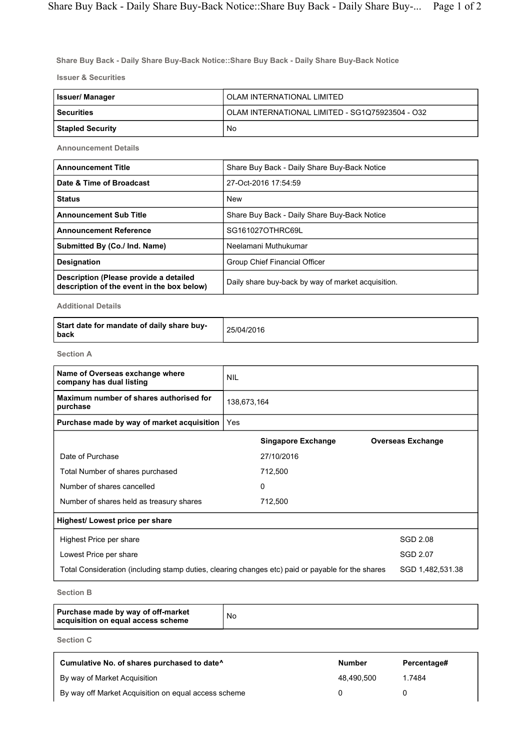## Share Buy Back - Daily Share Buy-Back Notice::Share Buy Back - Daily Share Buy-Back Notice

### Issuer & Securities

| Issuer/ Manager | OLAM INTERNATIONAL LIMITED |
|---|---|
| Securities | OLAM INTERNATIONAL LIMITED - SG1Q75923504 - O32 |
| Stapled Security | No |

### Announcement Details

| Announcement Title | Share Buy Back - Daily Share Buy-Back Notice |
|---|---|
| Date & Time of Broadcast | 27-Oct-2016 17:54:59 |
| Status | New |
| Announcement Sub Title | Share Buy Back - Daily Share Buy-Back Notice |
| Announcement Reference | SG161027OTHRC69L |
| Submitted By (Co./ Ind. Name) | Neelamani Muthukumar |
| Designation | Group Chief Financial Officer |
| Description (Please provide a detailed description of the event in the box below) | Daily share buy-back by way of market acquisition. |

### Additional Details

| Start date for mandate of daily share buy-back | 25/04/2016 |
|---|---|

### Section A

| Name of Overseas exchange where company has dual listing | NIL | |
|---|---|---|
| Maximum number of shares authorised for purchase | 138,673,164 | |
| Purchase made by way of market acquisition | Yes | |
| | **Singapore Exchange** | **Overseas Exchange** |
| Date of Purchase | 27/10/2016 | |
| Total Number of shares purchased | 712,500 | |
| Number of shares cancelled | 0 | |
| Number of shares held as treasury shares | 712,500 | |

| Highest/ Lowest price per share | |
|---|---|
| Highest Price per share | SGD 2.08 |
| Lowest Price per share | SGD 2.07 |
| Total Consideration (including stamp duties, clearing changes etc) paid or payable for the shares | SGD 1,482,531.38 |

### Section B

| Purchase made by way of off-market acquisition on equal access scheme | No |
|---|---|

### Section C

| Cumulative No. of shares purchased to date^ | Number | Percentage# |
|---|---|---|
| By way of Market Acquisition | 48,490,500 | 1.7484 |
| By way off Market Acquisition on equal access scheme | 0 | 0 |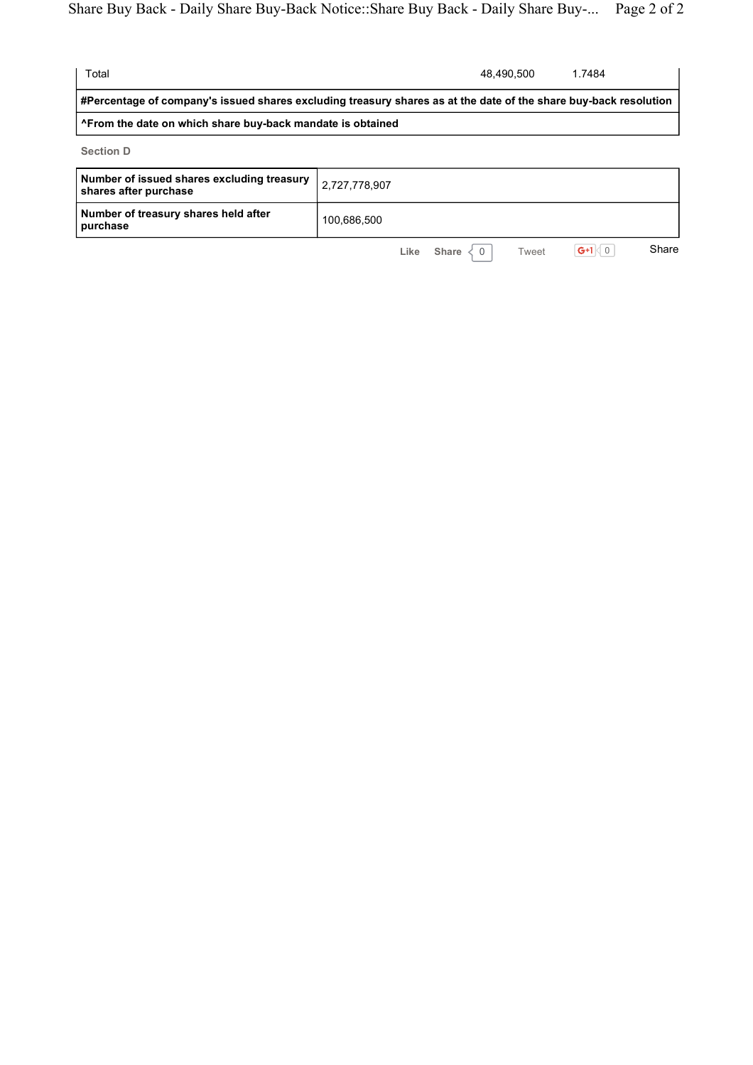| | | |
|---|---|---|
| Total | 48,490,500 | 1.7484 |
| **#Percentage of company's issued shares excluding treasury shares as at the date of the share buy-back resolution** | | |
| **^From the date on which share buy-back mandate is obtained** | | |

Section D

| | |
|---|---|
| **Number of issued shares excluding treasury shares after purchase** | 2,727,778,907 |
| **Number of treasury shares held after purchase** | 100,686,500 |